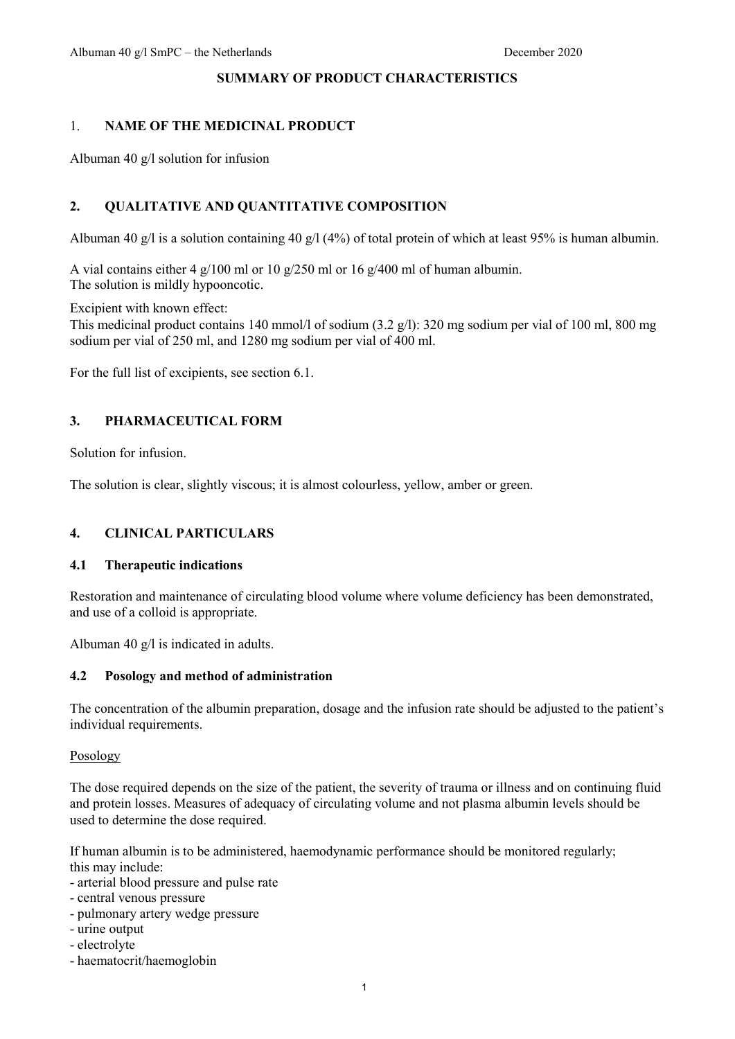**SUMMARY OF PRODUCT CHARACTERISTICS**

## 1. NAME OF THE MEDICINAL PRODUCT

Albuman 40 g/l solution for infusion

## 2. QUALITATIVE AND QUANTITATIVE COMPOSITION

Albuman 40 g/l is a solution containing 40 g/l (4%) of total protein of which at least 95% is human albumin.

A vial contains either 4 g/100 ml or 10 g/250 ml or 16 g/400 ml of human albumin.
The solution is mildly hypooncotic.

Excipient with known effect:
This medicinal product contains 140 mmol/l of sodium (3.2 g/l): 320 mg sodium per vial of 100 ml, 800 mg sodium per vial of 250 ml, and 1280 mg sodium per vial of 400 ml.

For the full list of excipients, see section 6.1.

## 3. PHARMACEUTICAL FORM

Solution for infusion.

The solution is clear, slightly viscous; it is almost colourless, yellow, amber or green.

## 4. CLINICAL PARTICULARS

### 4.1 Therapeutic indications

Restoration and maintenance of circulating blood volume where volume deficiency has been demonstrated, and use of a colloid is appropriate.

Albuman 40 g/l is indicated in adults.

### 4.2 Posology and method of administration

The concentration of the albumin preparation, dosage and the infusion rate should be adjusted to the patient's individual requirements.

Posology

The dose required depends on the size of the patient, the severity of trauma or illness and on continuing fluid and protein losses. Measures of adequacy of circulating volume and not plasma albumin levels should be used to determine the dose required.

If human albumin is to be administered, haemodynamic performance should be monitored regularly; this may include:
- arterial blood pressure and pulse rate
- central venous pressure
- pulmonary artery wedge pressure
- urine output
- electrolyte
- haematocrit/haemoglobin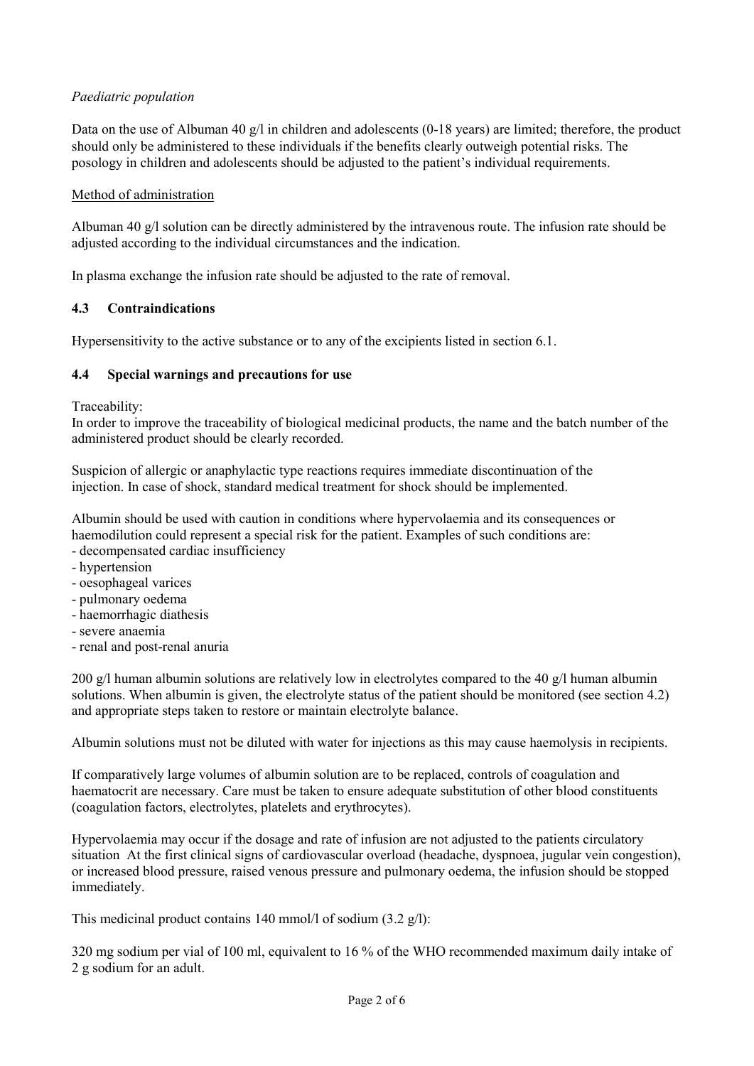*Paediatric population*

Data on the use of Albuman 40 g/l in children and adolescents (0-18 years) are limited; therefore, the product should only be administered to these individuals if the benefits clearly outweigh potential risks. The posology in children and adolescents should be adjusted to the patient's individual requirements.

Method of administration

Albuman 40 g/l solution can be directly administered by the intravenous route. The infusion rate should be adjusted according to the individual circumstances and the indication.

In plasma exchange the infusion rate should be adjusted to the rate of removal.

### 4.3 Contraindications

Hypersensitivity to the active substance or to any of the excipients listed in section 6.1.

### 4.4 Special warnings and precautions for use

Traceability:
In order to improve the traceability of biological medicinal products, the name and the batch number of the administered product should be clearly recorded.

Suspicion of allergic or anaphylactic type reactions requires immediate discontinuation of the injection. In case of shock, standard medical treatment for shock should be implemented.

Albumin should be used with caution in conditions where hypervolaemia and its consequences or haemodilution could represent a special risk for the patient. Examples of such conditions are:
- decompensated cardiac insufficiency
- hypertension
- oesophageal varices
- pulmonary oedema
- haemorrhagic diathesis
- severe anaemia
- renal and post-renal anuria

200 g/l human albumin solutions are relatively low in electrolytes compared to the 40 g/l human albumin solutions. When albumin is given, the electrolyte status of the patient should be monitored (see section 4.2) and appropriate steps taken to restore or maintain electrolyte balance.

Albumin solutions must not be diluted with water for injections as this may cause haemolysis in recipients.

If comparatively large volumes of albumin solution are to be replaced, controls of coagulation and haematocrit are necessary. Care must be taken to ensure adequate substitution of other blood constituents (coagulation factors, electrolytes, platelets and erythrocytes).

Hypervolaemia may occur if the dosage and rate of infusion are not adjusted to the patients circulatory situation At the first clinical signs of cardiovascular overload (headache, dyspnoea, jugular vein congestion), or increased blood pressure, raised venous pressure and pulmonary oedema, the infusion should be stopped immediately.

This medicinal product contains 140 mmol/l of sodium (3.2 g/l):

320 mg sodium per vial of 100 ml, equivalent to 16 % of the WHO recommended maximum daily intake of 2 g sodium for an adult.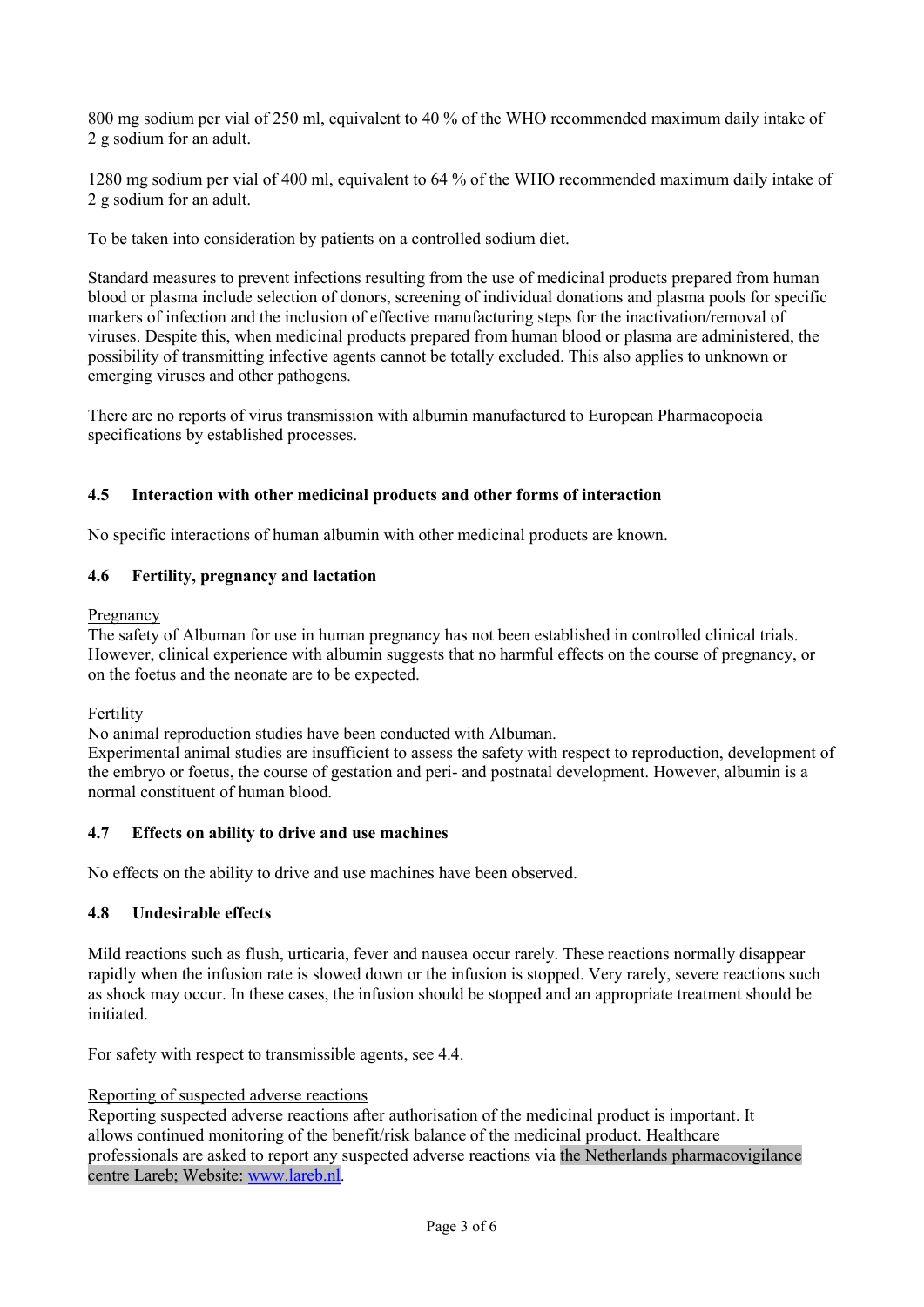800 mg sodium per vial of 250 ml, equivalent to 40 % of the WHO recommended maximum daily intake of 2 g sodium for an adult.

1280 mg sodium per vial of 400 ml, equivalent to 64 % of the WHO recommended maximum daily intake of 2 g sodium for an adult.

To be taken into consideration by patients on a controlled sodium diet.

Standard measures to prevent infections resulting from the use of medicinal products prepared from human blood or plasma include selection of donors, screening of individual donations and plasma pools for specific markers of infection and the inclusion of effective manufacturing steps for the inactivation/removal of viruses. Despite this, when medicinal products prepared from human blood or plasma are administered, the possibility of transmitting infective agents cannot be totally excluded. This also applies to unknown or emerging viruses and other pathogens.

There are no reports of virus transmission with albumin manufactured to European Pharmacopoeia specifications by established processes.

## 4.5 Interaction with other medicinal products and other forms of interaction

No specific interactions of human albumin with other medicinal products are known.

## 4.6 Fertility, pregnancy and lactation

Pregnancy

The safety of Albuman for use in human pregnancy has not been established in controlled clinical trials. However, clinical experience with albumin suggests that no harmful effects on the course of pregnancy, or on the foetus and the neonate are to be expected.

Fertility

No animal reproduction studies have been conducted with Albuman.
Experimental animal studies are insufficient to assess the safety with respect to reproduction, development of the embryo or foetus, the course of gestation and peri- and postnatal development. However, albumin is a normal constituent of human blood.

## 4.7 Effects on ability to drive and use machines

No effects on the ability to drive and use machines have been observed.

## 4.8 Undesirable effects

Mild reactions such as flush, urticaria, fever and nausea occur rarely. These reactions normally disappear rapidly when the infusion rate is slowed down or the infusion is stopped. Very rarely, severe reactions such as shock may occur. In these cases, the infusion should be stopped and an appropriate treatment should be initiated.

For safety with respect to transmissible agents, see 4.4.

Reporting of suspected adverse reactions

Reporting suspected adverse reactions after authorisation of the medicinal product is important. It allows continued monitoring of the benefit/risk balance of the medicinal product. Healthcare professionals are asked to report any suspected adverse reactions via the Netherlands pharmacovigilance centre Lareb; Website: www.lareb.nl.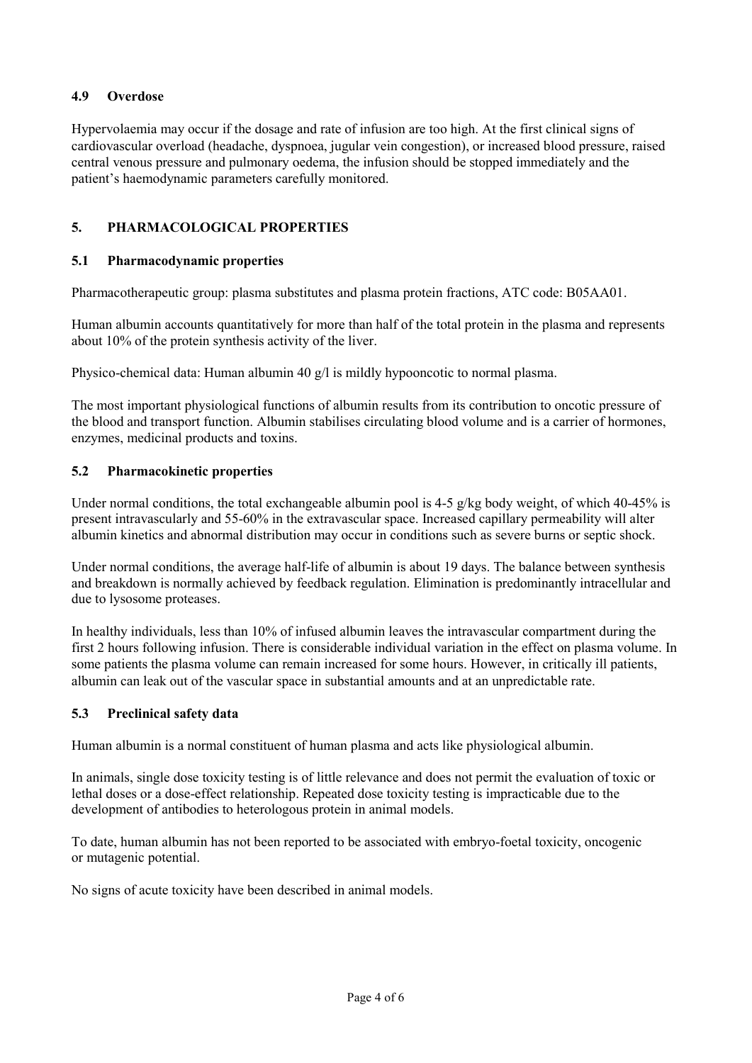### 4.9 Overdose

Hypervolaemia may occur if the dosage and rate of infusion are too high. At the first clinical signs of cardiovascular overload (headache, dyspnoea, jugular vein congestion), or increased blood pressure, raised central venous pressure and pulmonary oedema, the infusion should be stopped immediately and the patient's haemodynamic parameters carefully monitored.

## 5. PHARMACOLOGICAL PROPERTIES

### 5.1 Pharmacodynamic properties

Pharmacotherapeutic group: plasma substitutes and plasma protein fractions, ATC code: B05AA01.

Human albumin accounts quantitatively for more than half of the total protein in the plasma and represents about 10% of the protein synthesis activity of the liver.

Physico-chemical data: Human albumin 40 g/l is mildly hypooncotic to normal plasma.

The most important physiological functions of albumin results from its contribution to oncotic pressure of the blood and transport function. Albumin stabilises circulating blood volume and is a carrier of hormones, enzymes, medicinal products and toxins.

### 5.2 Pharmacokinetic properties

Under normal conditions, the total exchangeable albumin pool is 4-5 g/kg body weight, of which 40-45% is present intravascularly and 55-60% in the extravascular space. Increased capillary permeability will alter albumin kinetics and abnormal distribution may occur in conditions such as severe burns or septic shock.

Under normal conditions, the average half-life of albumin is about 19 days. The balance between synthesis and breakdown is normally achieved by feedback regulation. Elimination is predominantly intracellular and due to lysosome proteases.

In healthy individuals, less than 10% of infused albumin leaves the intravascular compartment during the first 2 hours following infusion. There is considerable individual variation in the effect on plasma volume. In some patients the plasma volume can remain increased for some hours. However, in critically ill patients, albumin can leak out of the vascular space in substantial amounts and at an unpredictable rate.

### 5.3 Preclinical safety data

Human albumin is a normal constituent of human plasma and acts like physiological albumin.

In animals, single dose toxicity testing is of little relevance and does not permit the evaluation of toxic or lethal doses or a dose-effect relationship. Repeated dose toxicity testing is impracticable due to the development of antibodies to heterologous protein in animal models.

To date, human albumin has not been reported to be associated with embryo-foetal toxicity, oncogenic or mutagenic potential.

No signs of acute toxicity have been described in animal models.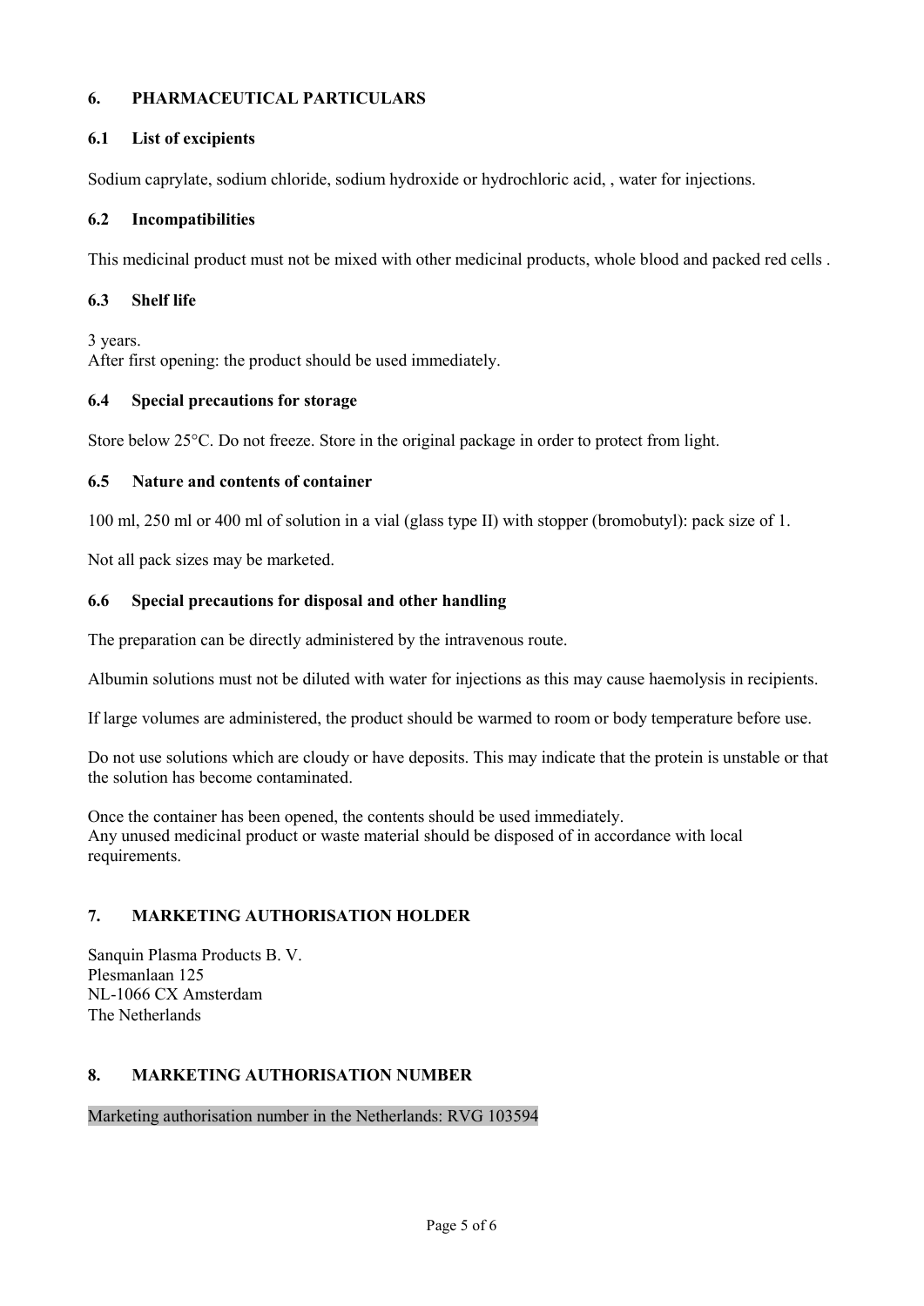## 6. PHARMACEUTICAL PARTICULARS

### 6.1 List of excipients

Sodium caprylate, sodium chloride, sodium hydroxide or hydrochloric acid, , water for injections.

### 6.2 Incompatibilities

This medicinal product must not be mixed with other medicinal products, whole blood and packed red cells .

### 6.3 Shelf life

3 years.
After first opening: the product should be used immediately.

### 6.4 Special precautions for storage

Store below 25°C. Do not freeze. Store in the original package in order to protect from light.

### 6.5 Nature and contents of container

100 ml, 250 ml or 400 ml of solution in a vial (glass type II) with stopper (bromobutyl): pack size of 1.

Not all pack sizes may be marketed.

### 6.6 Special precautions for disposal and other handling

The preparation can be directly administered by the intravenous route.

Albumin solutions must not be diluted with water for injections as this may cause haemolysis in recipients.

If large volumes are administered, the product should be warmed to room or body temperature before use.

Do not use solutions which are cloudy or have deposits. This may indicate that the protein is unstable or that the solution has become contaminated.

Once the container has been opened, the contents should be used immediately.
Any unused medicinal product or waste material should be disposed of in accordance with local requirements.

## 7. MARKETING AUTHORISATION HOLDER

Sanquin Plasma Products B. V.
Plesmanlaan 125
NL-1066 CX Amsterdam
The Netherlands

## 8. MARKETING AUTHORISATION NUMBER

Marketing authorisation number in the Netherlands: RVG 103594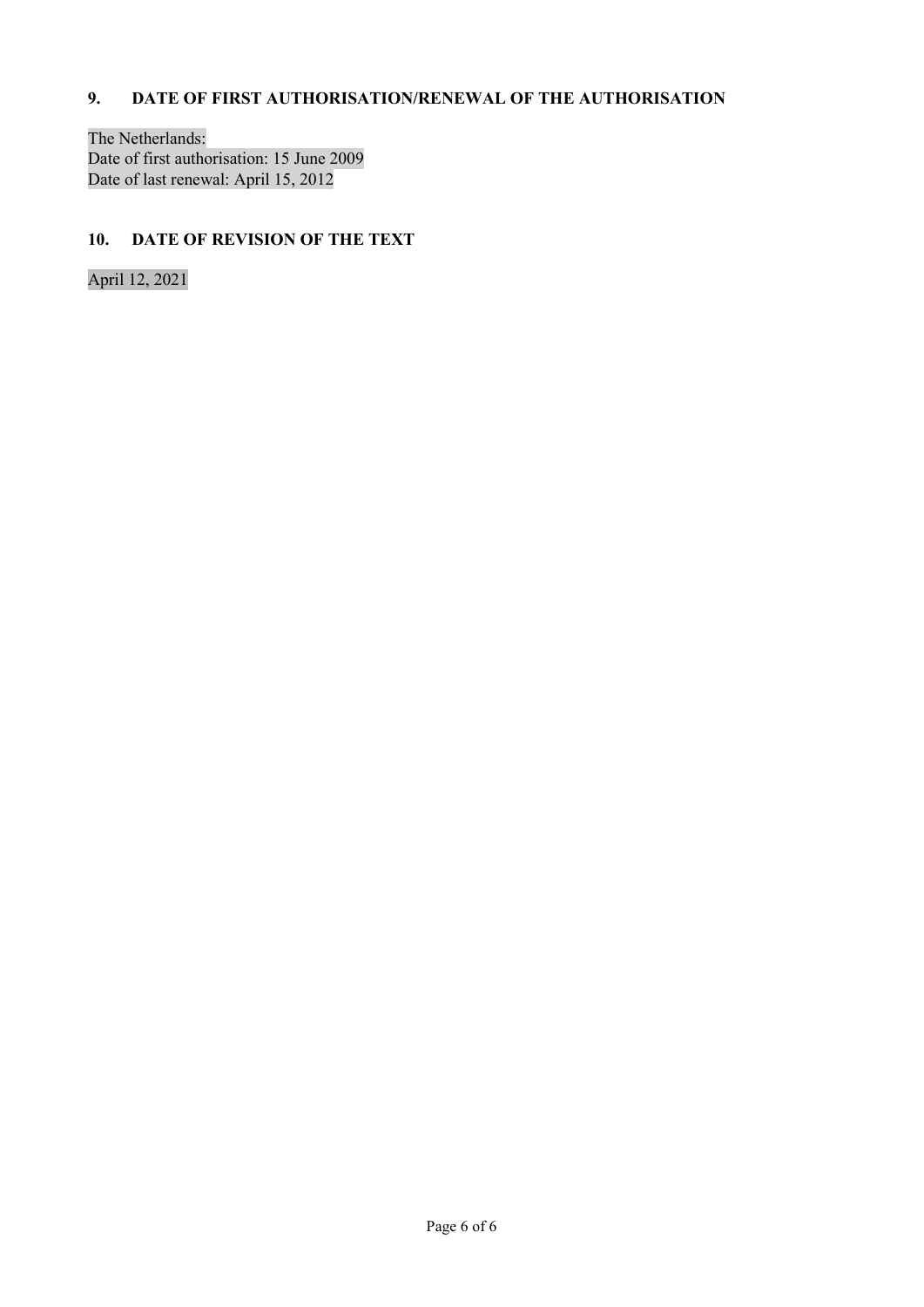## 9. DATE OF FIRST AUTHORISATION/RENEWAL OF THE AUTHORISATION

The Netherlands:
Date of first authorisation: 15 June 2009
Date of last renewal: April 15, 2012

## 10. DATE OF REVISION OF THE TEXT

April 12, 2021